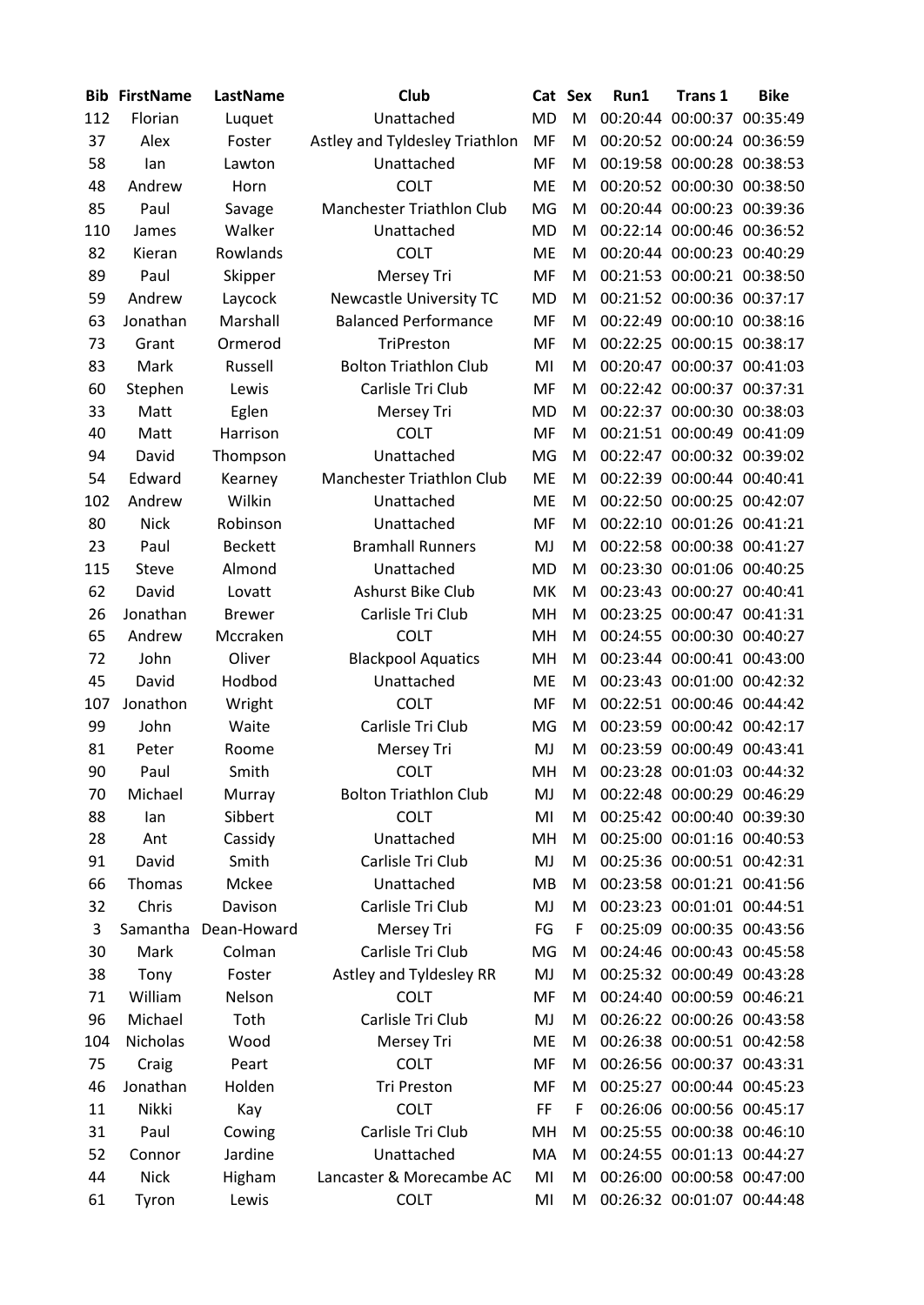| Bib | FirstName | LastName | Club | Cat | Sex | Run1 | Trans 1 | Bike |
|---|---|---|---|---|---|---|---|---|
| 112 | Florian | Luquet | Unattached | MD | M | 00:20:44 | 00:00:37 | 00:35:49 |
| 37 | Alex | Foster | Astley and Tyldesley Triathlon | MF | M | 00:20:52 | 00:00:24 | 00:36:59 |
| 58 | Ian | Lawton | Unattached | MF | M | 00:19:58 | 00:00:28 | 00:38:53 |
| 48 | Andrew | Horn | COLT | ME | M | 00:20:52 | 00:00:30 | 00:38:50 |
| 85 | Paul | Savage | Manchester Triathlon Club | MG | M | 00:20:44 | 00:00:23 | 00:39:36 |
| 110 | James | Walker | Unattached | MD | M | 00:22:14 | 00:00:46 | 00:36:52 |
| 82 | Kieran | Rowlands | COLT | ME | M | 00:20:44 | 00:00:23 | 00:40:29 |
| 89 | Paul | Skipper | Mersey Tri | MF | M | 00:21:53 | 00:00:21 | 00:38:50 |
| 59 | Andrew | Laycock | Newcastle University TC | MD | M | 00:21:52 | 00:00:36 | 00:37:17 |
| 63 | Jonathan | Marshall | Balanced Performance | MF | M | 00:22:49 | 00:00:10 | 00:38:16 |
| 73 | Grant | Ormerod | TriPreston | MF | M | 00:22:25 | 00:00:15 | 00:38:17 |
| 83 | Mark | Russell | Bolton Triathlon Club | MI | M | 00:20:47 | 00:00:37 | 00:41:03 |
| 60 | Stephen | Lewis | Carlisle Tri Club | MF | M | 00:22:42 | 00:00:37 | 00:37:31 |
| 33 | Matt | Eglen | Mersey Tri | MD | M | 00:22:37 | 00:00:30 | 00:38:03 |
| 40 | Matt | Harrison | COLT | MF | M | 00:21:51 | 00:00:49 | 00:41:09 |
| 94 | David | Thompson | Unattached | MG | M | 00:22:47 | 00:00:32 | 00:39:02 |
| 54 | Edward | Kearney | Manchester Triathlon Club | ME | M | 00:22:39 | 00:00:44 | 00:40:41 |
| 102 | Andrew | Wilkin | Unattached | ME | M | 00:22:50 | 00:00:25 | 00:42:07 |
| 80 | Nick | Robinson | Unattached | MF | M | 00:22:10 | 00:01:26 | 00:41:21 |
| 23 | Paul | Beckett | Bramhall Runners | MJ | M | 00:22:58 | 00:00:38 | 00:41:27 |
| 115 | Steve | Almond | Unattached | MD | M | 00:23:30 | 00:01:06 | 00:40:25 |
| 62 | David | Lovatt | Ashurst Bike Club | MK | M | 00:23:43 | 00:00:27 | 00:40:41 |
| 26 | Jonathan | Brewer | Carlisle Tri Club | MH | M | 00:23:25 | 00:00:47 | 00:41:31 |
| 65 | Andrew | Mccraken | COLT | MH | M | 00:24:55 | 00:00:30 | 00:40:27 |
| 72 | John | Oliver | Blackpool Aquatics | MH | M | 00:23:44 | 00:00:41 | 00:43:00 |
| 45 | David | Hodbod | Unattached | ME | M | 00:23:43 | 00:01:00 | 00:42:32 |
| 107 | Jonathon | Wright | COLT | MF | M | 00:22:51 | 00:00:46 | 00:44:42 |
| 99 | John | Waite | Carlisle Tri Club | MG | M | 00:23:59 | 00:00:42 | 00:42:17 |
| 81 | Peter | Roome | Mersey Tri | MJ | M | 00:23:59 | 00:00:49 | 00:43:41 |
| 90 | Paul | Smith | COLT | MH | M | 00:23:28 | 00:01:03 | 00:44:32 |
| 70 | Michael | Murray | Bolton Triathlon Club | MJ | M | 00:22:48 | 00:00:29 | 00:46:29 |
| 88 | Ian | Sibbert | COLT | MI | M | 00:25:42 | 00:00:40 | 00:39:30 |
| 28 | Ant | Cassidy | Unattached | MH | M | 00:25:00 | 00:01:16 | 00:40:53 |
| 91 | David | Smith | Carlisle Tri Club | MJ | M | 00:25:36 | 00:00:51 | 00:42:31 |
| 66 | Thomas | Mckee | Unattached | MB | M | 00:23:58 | 00:01:21 | 00:41:56 |
| 32 | Chris | Davison | Carlisle Tri Club | MJ | M | 00:23:23 | 00:01:01 | 00:44:51 |
| 3 | Samantha | Dean-Howard | Mersey Tri | FG | F | 00:25:09 | 00:00:35 | 00:43:56 |
| 30 | Mark | Colman | Carlisle Tri Club | MG | M | 00:24:46 | 00:00:43 | 00:45:58 |
| 38 | Tony | Foster | Astley and Tyldesley RR | MJ | M | 00:25:32 | 00:00:49 | 00:43:28 |
| 71 | William | Nelson | COLT | MF | M | 00:24:40 | 00:00:59 | 00:46:21 |
| 96 | Michael | Toth | Carlisle Tri Club | MJ | M | 00:26:22 | 00:00:26 | 00:43:58 |
| 104 | Nicholas | Wood | Mersey Tri | ME | M | 00:26:38 | 00:00:51 | 00:42:58 |
| 75 | Craig | Peart | COLT | MF | M | 00:26:56 | 00:00:37 | 00:43:31 |
| 46 | Jonathan | Holden | Tri Preston | MF | M | 00:25:27 | 00:00:44 | 00:45:23 |
| 11 | Nikki | Kay | COLT | FF | F | 00:26:06 | 00:00:56 | 00:45:17 |
| 31 | Paul | Cowing | Carlisle Tri Club | MH | M | 00:25:55 | 00:00:38 | 00:46:10 |
| 52 | Connor | Jardine | Unattached | MA | M | 00:24:55 | 00:01:13 | 00:44:27 |
| 44 | Nick | Higham | Lancaster & Morecambe AC | MI | M | 00:26:00 | 00:00:58 | 00:47:00 |
| 61 | Tyron | Lewis | COLT | MI | M | 00:26:32 | 00:01:07 | 00:44:48 |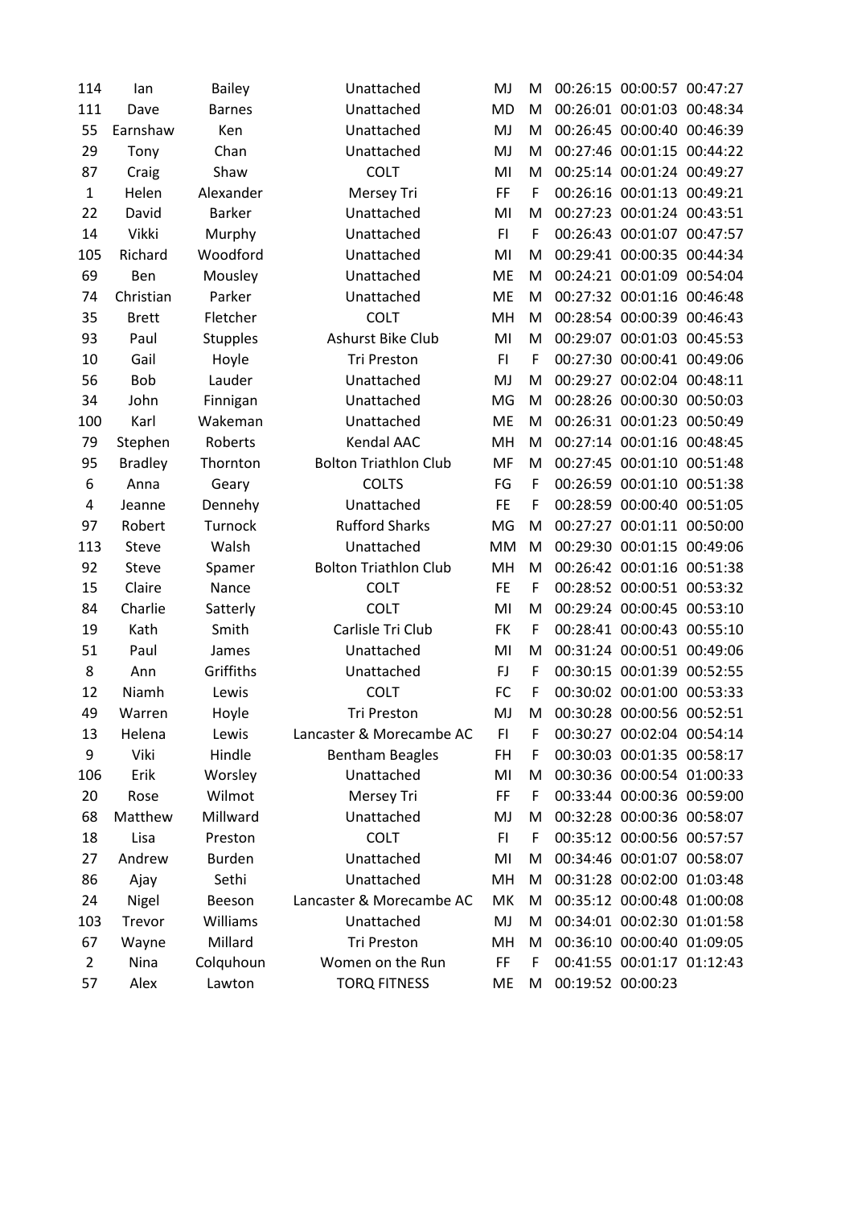| | | | | | | | | |
|---|---|---|---|---|---|---|---|---|
| 114 | Ian | Bailey | Unattached | MJ | M | 00:26:15 | 00:00:57 | 00:47:27 |
| 111 | Dave | Barnes | Unattached | MD | M | 00:26:01 | 00:01:03 | 00:48:34 |
| 55 | Earnshaw | Ken | Unattached | MJ | M | 00:26:45 | 00:00:40 | 00:46:39 |
| 29 | Tony | Chan | Unattached | MJ | M | 00:27:46 | 00:01:15 | 00:44:22 |
| 87 | Craig | Shaw | COLT | MI | M | 00:25:14 | 00:01:24 | 00:49:27 |
| 1 | Helen | Alexander | Mersey Tri | FF | F | 00:26:16 | 00:01:13 | 00:49:21 |
| 22 | David | Barker | Unattached | MI | M | 00:27:23 | 00:01:24 | 00:43:51 |
| 14 | Vikki | Murphy | Unattached | FI | F | 00:26:43 | 00:01:07 | 00:47:57 |
| 105 | Richard | Woodford | Unattached | MI | M | 00:29:41 | 00:00:35 | 00:44:34 |
| 69 | Ben | Mousley | Unattached | ME | M | 00:24:21 | 00:01:09 | 00:54:04 |
| 74 | Christian | Parker | Unattached | ME | M | 00:27:32 | 00:01:16 | 00:46:48 |
| 35 | Brett | Fletcher | COLT | MH | M | 00:28:54 | 00:00:39 | 00:46:43 |
| 93 | Paul | Stupples | Ashurst Bike Club | MI | M | 00:29:07 | 00:01:03 | 00:45:53 |
| 10 | Gail | Hoyle | Tri Preston | FI | F | 00:27:30 | 00:00:41 | 00:49:06 |
| 56 | Bob | Lauder | Unattached | MJ | M | 00:29:27 | 00:02:04 | 00:48:11 |
| 34 | John | Finnigan | Unattached | MG | M | 00:28:26 | 00:00:30 | 00:50:03 |
| 100 | Karl | Wakeman | Unattached | ME | M | 00:26:31 | 00:01:23 | 00:50:49 |
| 79 | Stephen | Roberts | Kendal AAC | MH | M | 00:27:14 | 00:01:16 | 00:48:45 |
| 95 | Bradley | Thornton | Bolton Triathlon Club | MF | M | 00:27:45 | 00:01:10 | 00:51:48 |
| 6 | Anna | Geary | COLTS | FG | F | 00:26:59 | 00:01:10 | 00:51:38 |
| 4 | Jeanne | Dennehy | Unattached | FE | F | 00:28:59 | 00:00:40 | 00:51:05 |
| 97 | Robert | Turnock | Rufford Sharks | MG | M | 00:27:27 | 00:01:11 | 00:50:00 |
| 113 | Steve | Walsh | Unattached | MM | M | 00:29:30 | 00:01:15 | 00:49:06 |
| 92 | Steve | Spamer | Bolton Triathlon Club | MH | M | 00:26:42 | 00:01:16 | 00:51:38 |
| 15 | Claire | Nance | COLT | FE | F | 00:28:52 | 00:00:51 | 00:53:32 |
| 84 | Charlie | Satterly | COLT | MI | M | 00:29:24 | 00:00:45 | 00:53:10 |
| 19 | Kath | Smith | Carlisle Tri Club | FK | F | 00:28:41 | 00:00:43 | 00:55:10 |
| 51 | Paul | James | Unattached | MI | M | 00:31:24 | 00:00:51 | 00:49:06 |
| 8 | Ann | Griffiths | Unattached | FJ | F | 00:30:15 | 00:01:39 | 00:52:55 |
| 12 | Niamh | Lewis | COLT | FC | F | 00:30:02 | 00:01:00 | 00:53:33 |
| 49 | Warren | Hoyle | Tri Preston | MJ | M | 00:30:28 | 00:00:56 | 00:52:51 |
| 13 | Helena | Lewis | Lancaster & Morecambe AC | FI | F | 00:30:27 | 00:02:04 | 00:54:14 |
| 9 | Viki | Hindle | Bentham Beagles | FH | F | 00:30:03 | 00:01:35 | 00:58:17 |
| 106 | Erik | Worsley | Unattached | MI | M | 00:30:36 | 00:00:54 | 01:00:33 |
| 20 | Rose | Wilmot | Mersey Tri | FF | F | 00:33:44 | 00:00:36 | 00:59:00 |
| 68 | Matthew | Millward | Unattached | MJ | M | 00:32:28 | 00:00:36 | 00:58:07 |
| 18 | Lisa | Preston | COLT | FI | F | 00:35:12 | 00:00:56 | 00:57:57 |
| 27 | Andrew | Burden | Unattached | MI | M | 00:34:46 | 00:01:07 | 00:58:07 |
| 86 | Ajay | Sethi | Unattached | MH | M | 00:31:28 | 00:02:00 | 01:03:48 |
| 24 | Nigel | Beeson | Lancaster & Morecambe AC | MK | M | 00:35:12 | 00:00:48 | 01:00:08 |
| 103 | Trevor | Williams | Unattached | MJ | M | 00:34:01 | 00:02:30 | 01:01:58 |
| 67 | Wayne | Millard | Tri Preston | MH | M | 00:36:10 | 00:00:40 | 01:09:05 |
| 2 | Nina | Colquhoun | Women on the Run | FF | F | 00:41:55 | 00:01:17 | 01:12:43 |
| 57 | Alex | Lawton | TORQ FITNESS | ME | M | 00:19:52 | 00:00:23 | |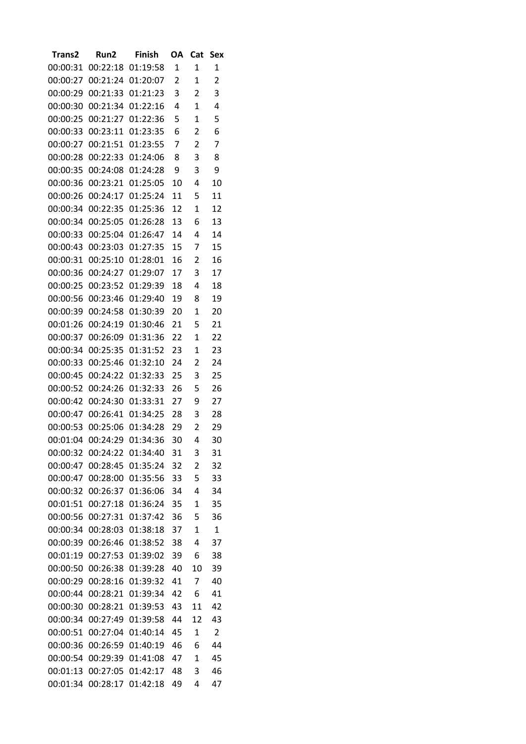| Trans2 | Run2 | Finish | OA | Cat | Sex |
|---|---|---|---|---|---|
| 00:00:31 | 00:22:18 | 01:19:58 | 1 | 1 | 1 |
| 00:00:27 | 00:21:24 | 01:20:07 | 2 | 1 | 2 |
| 00:00:29 | 00:21:33 | 01:21:23 | 3 | 2 | 3 |
| 00:00:30 | 00:21:34 | 01:22:16 | 4 | 1 | 4 |
| 00:00:25 | 00:21:27 | 01:22:36 | 5 | 1 | 5 |
| 00:00:33 | 00:23:11 | 01:23:35 | 6 | 2 | 6 |
| 00:00:27 | 00:21:51 | 01:23:55 | 7 | 2 | 7 |
| 00:00:28 | 00:22:33 | 01:24:06 | 8 | 3 | 8 |
| 00:00:35 | 00:24:08 | 01:24:28 | 9 | 3 | 9 |
| 00:00:36 | 00:23:21 | 01:25:05 | 10 | 4 | 10 |
| 00:00:26 | 00:24:17 | 01:25:24 | 11 | 5 | 11 |
| 00:00:34 | 00:22:35 | 01:25:36 | 12 | 1 | 12 |
| 00:00:34 | 00:25:05 | 01:26:28 | 13 | 6 | 13 |
| 00:00:33 | 00:25:04 | 01:26:47 | 14 | 4 | 14 |
| 00:00:43 | 00:23:03 | 01:27:35 | 15 | 7 | 15 |
| 00:00:31 | 00:25:10 | 01:28:01 | 16 | 2 | 16 |
| 00:00:36 | 00:24:27 | 01:29:07 | 17 | 3 | 17 |
| 00:00:25 | 00:23:52 | 01:29:39 | 18 | 4 | 18 |
| 00:00:56 | 00:23:46 | 01:29:40 | 19 | 8 | 19 |
| 00:00:39 | 00:24:58 | 01:30:39 | 20 | 1 | 20 |
| 00:01:26 | 00:24:19 | 01:30:46 | 21 | 5 | 21 |
| 00:00:37 | 00:26:09 | 01:31:36 | 22 | 1 | 22 |
| 00:00:34 | 00:25:35 | 01:31:52 | 23 | 1 | 23 |
| 00:00:33 | 00:25:46 | 01:32:10 | 24 | 2 | 24 |
| 00:00:45 | 00:24:22 | 01:32:33 | 25 | 3 | 25 |
| 00:00:52 | 00:24:26 | 01:32:33 | 26 | 5 | 26 |
| 00:00:42 | 00:24:30 | 01:33:31 | 27 | 9 | 27 |
| 00:00:47 | 00:26:41 | 01:34:25 | 28 | 3 | 28 |
| 00:00:53 | 00:25:06 | 01:34:28 | 29 | 2 | 29 |
| 00:01:04 | 00:24:29 | 01:34:36 | 30 | 4 | 30 |
| 00:00:32 | 00:24:22 | 01:34:40 | 31 | 3 | 31 |
| 00:00:47 | 00:28:45 | 01:35:24 | 32 | 2 | 32 |
| 00:00:47 | 00:28:00 | 01:35:56 | 33 | 5 | 33 |
| 00:00:32 | 00:26:37 | 01:36:06 | 34 | 4 | 34 |
| 00:01:51 | 00:27:18 | 01:36:24 | 35 | 1 | 35 |
| 00:00:56 | 00:27:31 | 01:37:42 | 36 | 5 | 36 |
| 00:00:34 | 00:28:03 | 01:38:18 | 37 | 1 | 1 |
| 00:00:39 | 00:26:46 | 01:38:52 | 38 | 4 | 37 |
| 00:01:19 | 00:27:53 | 01:39:02 | 39 | 6 | 38 |
| 00:00:50 | 00:26:38 | 01:39:28 | 40 | 10 | 39 |
| 00:00:29 | 00:28:16 | 01:39:32 | 41 | 7 | 40 |
| 00:00:44 | 00:28:21 | 01:39:34 | 42 | 6 | 41 |
| 00:00:30 | 00:28:21 | 01:39:53 | 43 | 11 | 42 |
| 00:00:34 | 00:27:49 | 01:39:58 | 44 | 12 | 43 |
| 00:00:51 | 00:27:04 | 01:40:14 | 45 | 1 | 2 |
| 00:00:36 | 00:26:59 | 01:40:19 | 46 | 6 | 44 |
| 00:00:54 | 00:29:39 | 01:41:08 | 47 | 1 | 45 |
| 00:01:13 | 00:27:05 | 01:42:17 | 48 | 3 | 46 |
| 00:01:34 | 00:28:17 | 01:42:18 | 49 | 4 | 47 |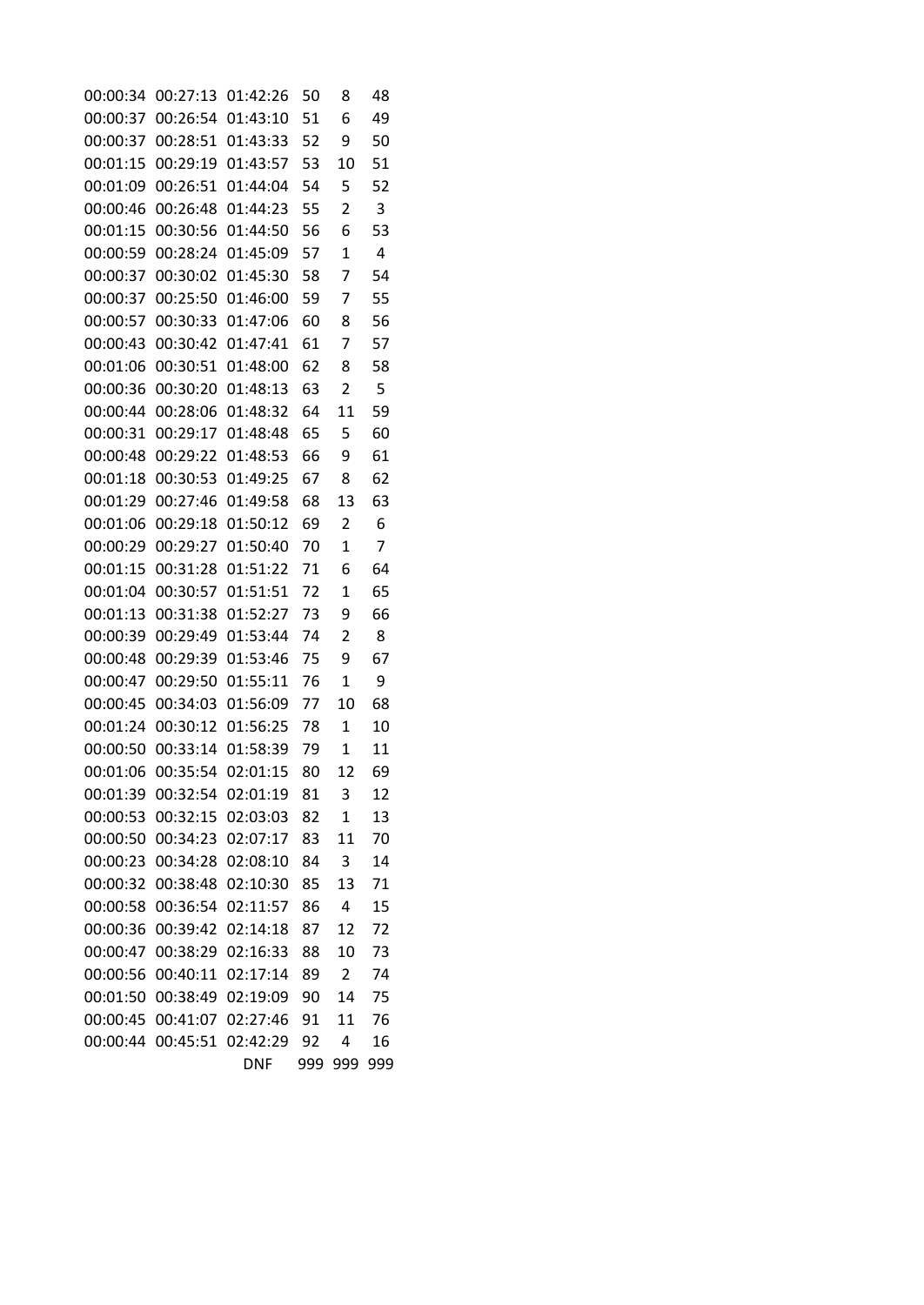| | | | | | |
|---|---|---|---|---|---|
| 00:00:34 | 00:27:13 | 01:42:26 | 50 | 8 | 48 |
| 00:00:37 | 00:26:54 | 01:43:10 | 51 | 6 | 49 |
| 00:00:37 | 00:28:51 | 01:43:33 | 52 | 9 | 50 |
| 00:01:15 | 00:29:19 | 01:43:57 | 53 | 10 | 51 |
| 00:01:09 | 00:26:51 | 01:44:04 | 54 | 5 | 52 |
| 00:00:46 | 00:26:48 | 01:44:23 | 55 | 2 | 3 |
| 00:01:15 | 00:30:56 | 01:44:50 | 56 | 6 | 53 |
| 00:00:59 | 00:28:24 | 01:45:09 | 57 | 1 | 4 |
| 00:00:37 | 00:30:02 | 01:45:30 | 58 | 7 | 54 |
| 00:00:37 | 00:25:50 | 01:46:00 | 59 | 7 | 55 |
| 00:00:57 | 00:30:33 | 01:47:06 | 60 | 8 | 56 |
| 00:00:43 | 00:30:42 | 01:47:41 | 61 | 7 | 57 |
| 00:01:06 | 00:30:51 | 01:48:00 | 62 | 8 | 58 |
| 00:00:36 | 00:30:20 | 01:48:13 | 63 | 2 | 5 |
| 00:00:44 | 00:28:06 | 01:48:32 | 64 | 11 | 59 |
| 00:00:31 | 00:29:17 | 01:48:48 | 65 | 5 | 60 |
| 00:00:48 | 00:29:22 | 01:48:53 | 66 | 9 | 61 |
| 00:01:18 | 00:30:53 | 01:49:25 | 67 | 8 | 62 |
| 00:01:29 | 00:27:46 | 01:49:58 | 68 | 13 | 63 |
| 00:01:06 | 00:29:18 | 01:50:12 | 69 | 2 | 6 |
| 00:00:29 | 00:29:27 | 01:50:40 | 70 | 1 | 7 |
| 00:01:15 | 00:31:28 | 01:51:22 | 71 | 6 | 64 |
| 00:01:04 | 00:30:57 | 01:51:51 | 72 | 1 | 65 |
| 00:01:13 | 00:31:38 | 01:52:27 | 73 | 9 | 66 |
| 00:00:39 | 00:29:49 | 01:53:44 | 74 | 2 | 8 |
| 00:00:48 | 00:29:39 | 01:53:46 | 75 | 9 | 67 |
| 00:00:47 | 00:29:50 | 01:55:11 | 76 | 1 | 9 |
| 00:00:45 | 00:34:03 | 01:56:09 | 77 | 10 | 68 |
| 00:01:24 | 00:30:12 | 01:56:25 | 78 | 1 | 10 |
| 00:00:50 | 00:33:14 | 01:58:39 | 79 | 1 | 11 |
| 00:01:06 | 00:35:54 | 02:01:15 | 80 | 12 | 69 |
| 00:01:39 | 00:32:54 | 02:01:19 | 81 | 3 | 12 |
| 00:00:53 | 00:32:15 | 02:03:03 | 82 | 1 | 13 |
| 00:00:50 | 00:34:23 | 02:07:17 | 83 | 11 | 70 |
| 00:00:23 | 00:34:28 | 02:08:10 | 84 | 3 | 14 |
| 00:00:32 | 00:38:48 | 02:10:30 | 85 | 13 | 71 |
| 00:00:58 | 00:36:54 | 02:11:57 | 86 | 4 | 15 |
| 00:00:36 | 00:39:42 | 02:14:18 | 87 | 12 | 72 |
| 00:00:47 | 00:38:29 | 02:16:33 | 88 | 10 | 73 |
| 00:00:56 | 00:40:11 | 02:17:14 | 89 | 2 | 74 |
| 00:01:50 | 00:38:49 | 02:19:09 | 90 | 14 | 75 |
| 00:00:45 | 00:41:07 | 02:27:46 | 91 | 11 | 76 |
| 00:00:44 | 00:45:51 | 02:42:29 | 92 | 4 | 16 |
| | | DNF | 999 | 999 | 999 |